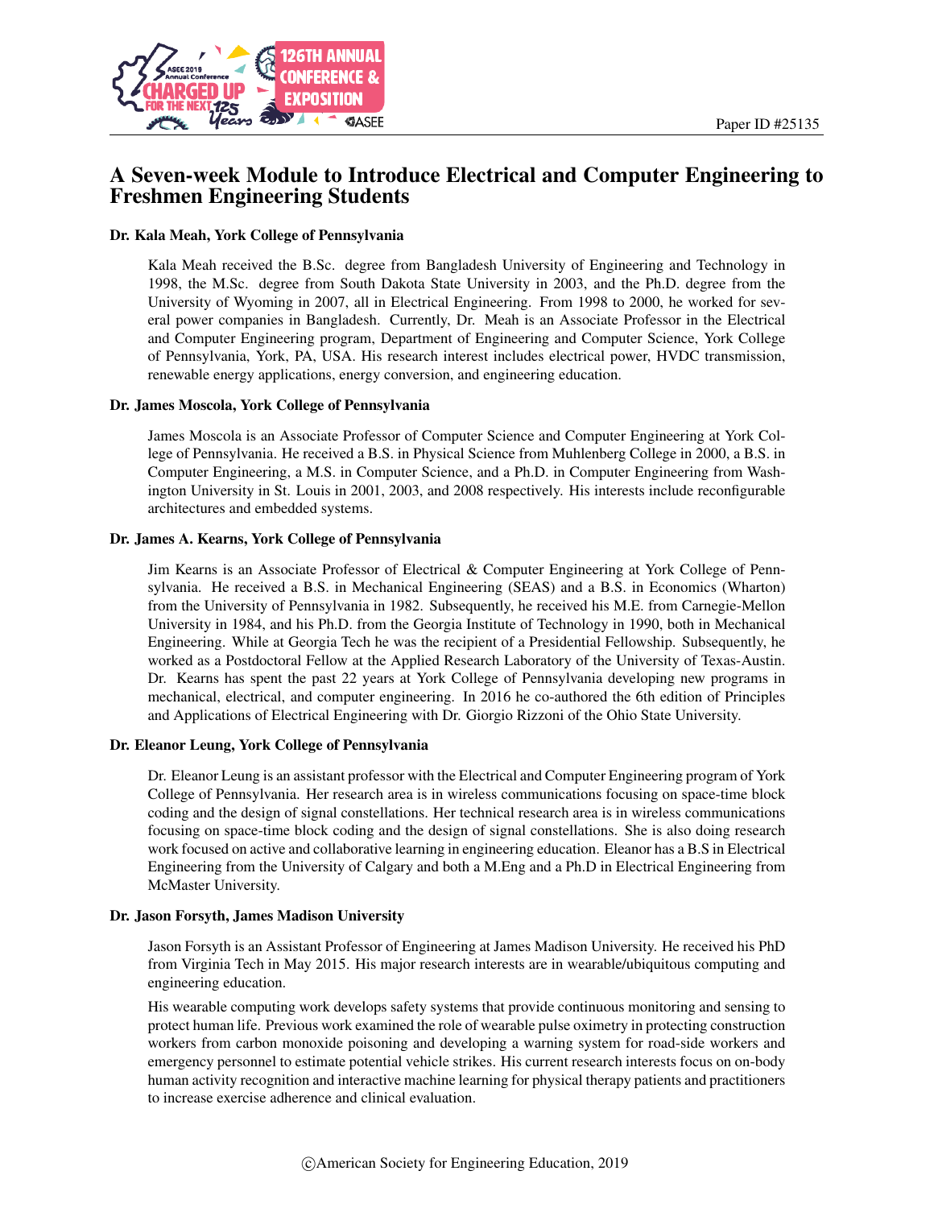Paper ID #25135

# A Seven-week Module to Introduce Electrical and Computer Engineering to Freshmen Engineering Students

### Dr. Kala Meah, York College of Pennsylvania

Kala Meah received the B.Sc. degree from Bangladesh University of Engineering and Technology in 1998, the M.Sc. degree from South Dakota State University in 2003, and the Ph.D. degree from the University of Wyoming in 2007, all in Electrical Engineering. From 1998 to 2000, he worked for several power companies in Bangladesh. Currently, Dr. Meah is an Associate Professor in the Electrical and Computer Engineering program, Department of Engineering and Computer Science, York College of Pennsylvania, York, PA, USA. His research interest includes electrical power, HVDC transmission, renewable energy applications, energy conversion, and engineering education.

### Dr. James Moscola, York College of Pennsylvania

James Moscola is an Associate Professor of Computer Science and Computer Engineering at York College of Pennsylvania. He received a B.S. in Physical Science from Muhlenberg College in 2000, a B.S. in Computer Engineering, a M.S. in Computer Science, and a Ph.D. in Computer Engineering from Washington University in St. Louis in 2001, 2003, and 2008 respectively. His interests include reconfigurable architectures and embedded systems.

### Dr. James A. Kearns, York College of Pennsylvania

Jim Kearns is an Associate Professor of Electrical & Computer Engineering at York College of Pennsylvania. He received a B.S. in Mechanical Engineering (SEAS) and a B.S. in Economics (Wharton) from the University of Pennsylvania in 1982. Subsequently, he received his M.E. from Carnegie-Mellon University in 1984, and his Ph.D. from the Georgia Institute of Technology in 1990, both in Mechanical Engineering. While at Georgia Tech he was the recipient of a Presidential Fellowship. Subsequently, he worked as a Postdoctoral Fellow at the Applied Research Laboratory of the University of Texas-Austin. Dr. Kearns has spent the past 22 years at York College of Pennsylvania developing new programs in mechanical, electrical, and computer engineering. In 2016 he co-authored the 6th edition of Principles and Applications of Electrical Engineering with Dr. Giorgio Rizzoni of the Ohio State University.

### Dr. Eleanor Leung, York College of Pennsylvania

Dr. Eleanor Leung is an assistant professor with the Electrical and Computer Engineering program of York College of Pennsylvania. Her research area is in wireless communications focusing on space-time block coding and the design of signal constellations. Her technical research area is in wireless communications focusing on space-time block coding and the design of signal constellations. She is also doing research work focused on active and collaborative learning in engineering education. Eleanor has a B.S in Electrical Engineering from the University of Calgary and both a M.Eng and a Ph.D in Electrical Engineering from McMaster University.

### Dr. Jason Forsyth, James Madison University

Jason Forsyth is an Assistant Professor of Engineering at James Madison University. He received his PhD from Virginia Tech in May 2015. His major research interests are in wearable/ubiquitous computing and engineering education.

His wearable computing work develops safety systems that provide continuous monitoring and sensing to protect human life. Previous work examined the role of wearable pulse oximetry in protecting construction workers from carbon monoxide poisoning and developing a warning system for road-side workers and emergency personnel to estimate potential vehicle strikes. His current research interests focus on on-body human activity recognition and interactive machine learning for physical therapy patients and practitioners to increase exercise adherence and clinical evaluation.

©American Society for Engineering Education, 2019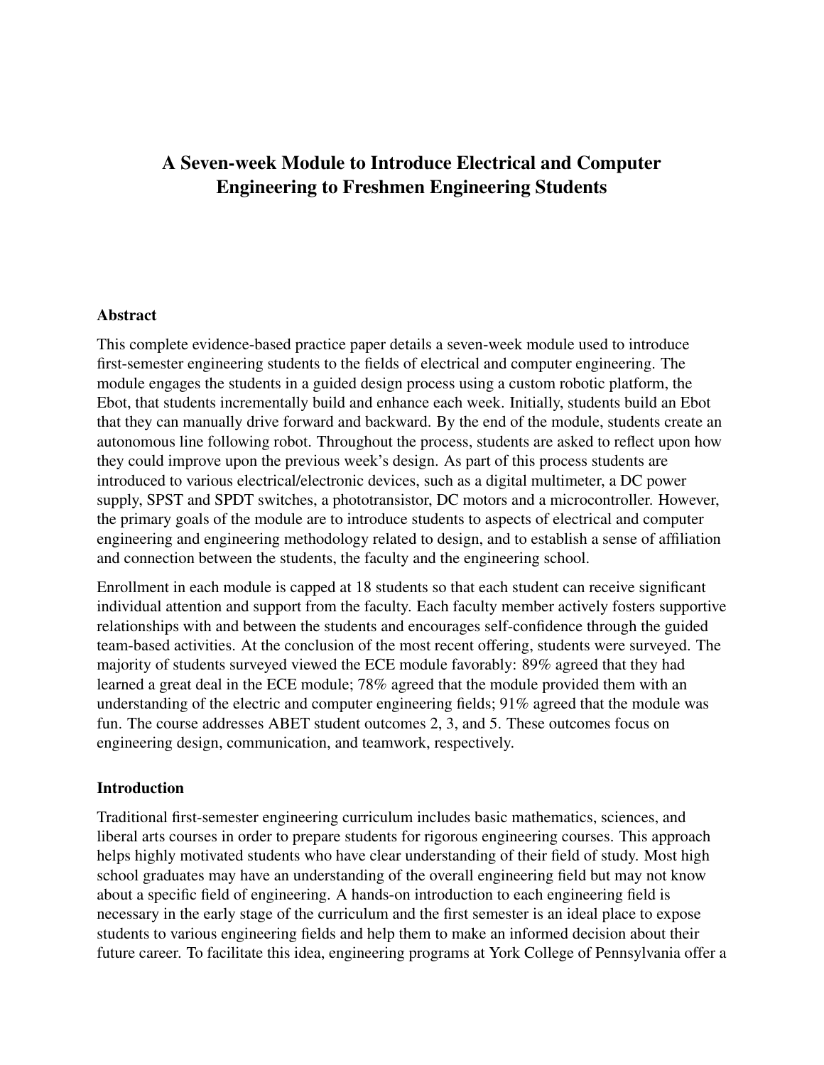# A Seven-week Module to Introduce Electrical and Computer Engineering to Freshmen Engineering Students

## Abstract

This complete evidence-based practice paper details a seven-week module used to introduce first-semester engineering students to the fields of electrical and computer engineering. The module engages the students in a guided design process using a custom robotic platform, the Ebot, that students incrementally build and enhance each week. Initially, students build an Ebot that they can manually drive forward and backward. By the end of the module, students create an autonomous line following robot. Throughout the process, students are asked to reflect upon how they could improve upon the previous week's design. As part of this process students are introduced to various electrical/electronic devices, such as a digital multimeter, a DC power supply, SPST and SPDT switches, a phototransistor, DC motors and a microcontroller. However, the primary goals of the module are to introduce students to aspects of electrical and computer engineering and engineering methodology related to design, and to establish a sense of affiliation and connection between the students, the faculty and the engineering school.

Enrollment in each module is capped at 18 students so that each student can receive significant individual attention and support from the faculty. Each faculty member actively fosters supportive relationships with and between the students and encourages self-confidence through the guided team-based activities. At the conclusion of the most recent offering, students were surveyed. The majority of students surveyed viewed the ECE module favorably: 89% agreed that they had learned a great deal in the ECE module; 78% agreed that the module provided them with an understanding of the electric and computer engineering fields; 91% agreed that the module was fun. The course addresses ABET student outcomes 2, 3, and 5. These outcomes focus on engineering design, communication, and teamwork, respectively.

## Introduction

Traditional first-semester engineering curriculum includes basic mathematics, sciences, and liberal arts courses in order to prepare students for rigorous engineering courses. This approach helps highly motivated students who have clear understanding of their field of study. Most high school graduates may have an understanding of the overall engineering field but may not know about a specific field of engineering. A hands-on introduction to each engineering field is necessary in the early stage of the curriculum and the first semester is an ideal place to expose students to various engineering fields and help them to make an informed decision about their future career. To facilitate this idea, engineering programs at York College of Pennsylvania offer a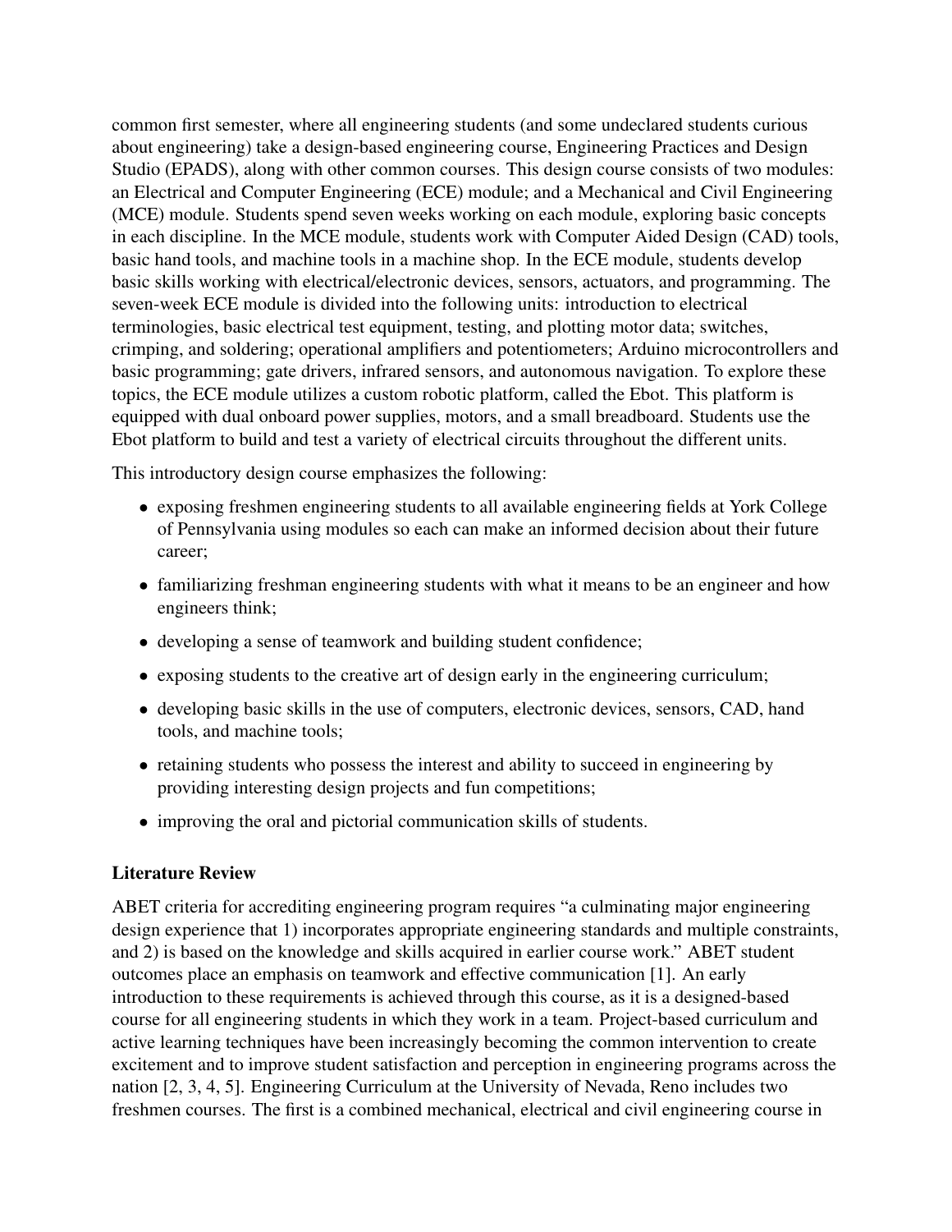common first semester, where all engineering students (and some undeclared students curious about engineering) take a design-based engineering course, Engineering Practices and Design Studio (EPADS), along with other common courses. This design course consists of two modules: an Electrical and Computer Engineering (ECE) module; and a Mechanical and Civil Engineering (MCE) module. Students spend seven weeks working on each module, exploring basic concepts in each discipline. In the MCE module, students work with Computer Aided Design (CAD) tools, basic hand tools, and machine tools in a machine shop. In the ECE module, students develop basic skills working with electrical/electronic devices, sensors, actuators, and programming. The seven-week ECE module is divided into the following units: introduction to electrical terminologies, basic electrical test equipment, testing, and plotting motor data; switches, crimping, and soldering; operational amplifiers and potentiometers; Arduino microcontrollers and basic programming; gate drivers, infrared sensors, and autonomous navigation. To explore these topics, the ECE module utilizes a custom robotic platform, called the Ebot. This platform is equipped with dual onboard power supplies, motors, and a small breadboard. Students use the Ebot platform to build and test a variety of electrical circuits throughout the different units.

This introductory design course emphasizes the following:

- exposing freshmen engineering students to all available engineering fields at York College of Pennsylvania using modules so each can make an informed decision about their future career;
- familiarizing freshman engineering students with what it means to be an engineer and how engineers think;
- developing a sense of teamwork and building student confidence;
- exposing students to the creative art of design early in the engineering curriculum;
- developing basic skills in the use of computers, electronic devices, sensors, CAD, hand tools, and machine tools;
- retaining students who possess the interest and ability to succeed in engineering by providing interesting design projects and fun competitions;
- improving the oral and pictorial communication skills of students.

## Literature Review

ABET criteria for accrediting engineering program requires "a culminating major engineering design experience that 1) incorporates appropriate engineering standards and multiple constraints, and 2) is based on the knowledge and skills acquired in earlier course work." ABET student outcomes place an emphasis on teamwork and effective communication [1]. An early introduction to these requirements is achieved through this course, as it is a designed-based course for all engineering students in which they work in a team. Project-based curriculum and active learning techniques have been increasingly becoming the common intervention to create excitement and to improve student satisfaction and perception in engineering programs across the nation [2, 3, 4, 5]. Engineering Curriculum at the University of Nevada, Reno includes two freshmen courses. The first is a combined mechanical, electrical and civil engineering course in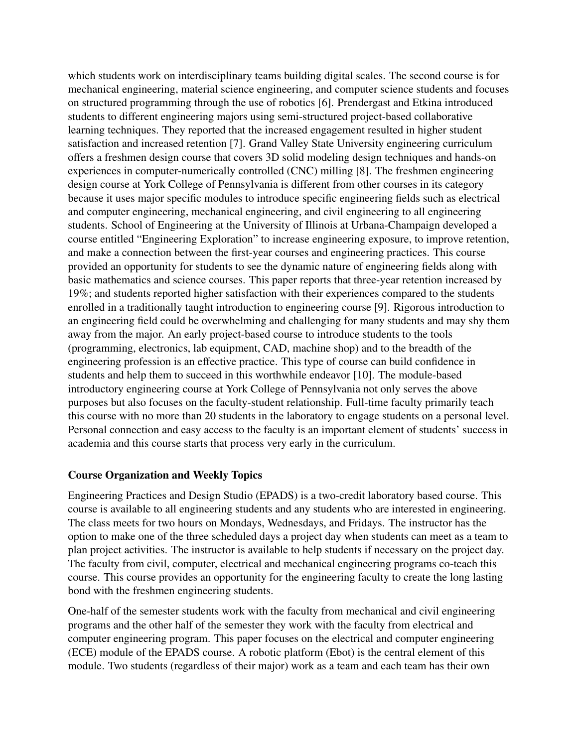which students work on interdisciplinary teams building digital scales. The second course is for mechanical engineering, material science engineering, and computer science students and focuses on structured programming through the use of robotics [6]. Prendergast and Etkina introduced students to different engineering majors using semi-structured project-based collaborative learning techniques. They reported that the increased engagement resulted in higher student satisfaction and increased retention [7]. Grand Valley State University engineering curriculum offers a freshmen design course that covers 3D solid modeling design techniques and hands-on experiences in computer-numerically controlled (CNC) milling [8]. The freshmen engineering design course at York College of Pennsylvania is different from other courses in its category because it uses major specific modules to introduce specific engineering fields such as electrical and computer engineering, mechanical engineering, and civil engineering to all engineering students. School of Engineering at the University of Illinois at Urbana-Champaign developed a course entitled "Engineering Exploration" to increase engineering exposure, to improve retention, and make a connection between the first-year courses and engineering practices. This course provided an opportunity for students to see the dynamic nature of engineering fields along with basic mathematics and science courses. This paper reports that three-year retention increased by 19%; and students reported higher satisfaction with their experiences compared to the students enrolled in a traditionally taught introduction to engineering course [9]. Rigorous introduction to an engineering field could be overwhelming and challenging for many students and may shy them away from the major. An early project-based course to introduce students to the tools (programming, electronics, lab equipment, CAD, machine shop) and to the breadth of the engineering profession is an effective practice. This type of course can build confidence in students and help them to succeed in this worthwhile endeavor [10]. The module-based introductory engineering course at York College of Pennsylvania not only serves the above purposes but also focuses on the faculty-student relationship. Full-time faculty primarily teach this course with no more than 20 students in the laboratory to engage students on a personal level. Personal connection and easy access to the faculty is an important element of students' success in academia and this course starts that process very early in the curriculum.

**Course Organization and Weekly Topics**

Engineering Practices and Design Studio (EPADS) is a two-credit laboratory based course. This course is available to all engineering students and any students who are interested in engineering. The class meets for two hours on Mondays, Wednesdays, and Fridays. The instructor has the option to make one of the three scheduled days a project day when students can meet as a team to plan project activities. The instructor is available to help students if necessary on the project day. The faculty from civil, computer, electrical and mechanical engineering programs co-teach this course. This course provides an opportunity for the engineering faculty to create the long lasting bond with the freshmen engineering students.

One-half of the semester students work with the faculty from mechanical and civil engineering programs and the other half of the semester they work with the faculty from electrical and computer engineering program. This paper focuses on the electrical and computer engineering (ECE) module of the EPADS course. A robotic platform (Ebot) is the central element of this module. Two students (regardless of their major) work as a team and each team has their own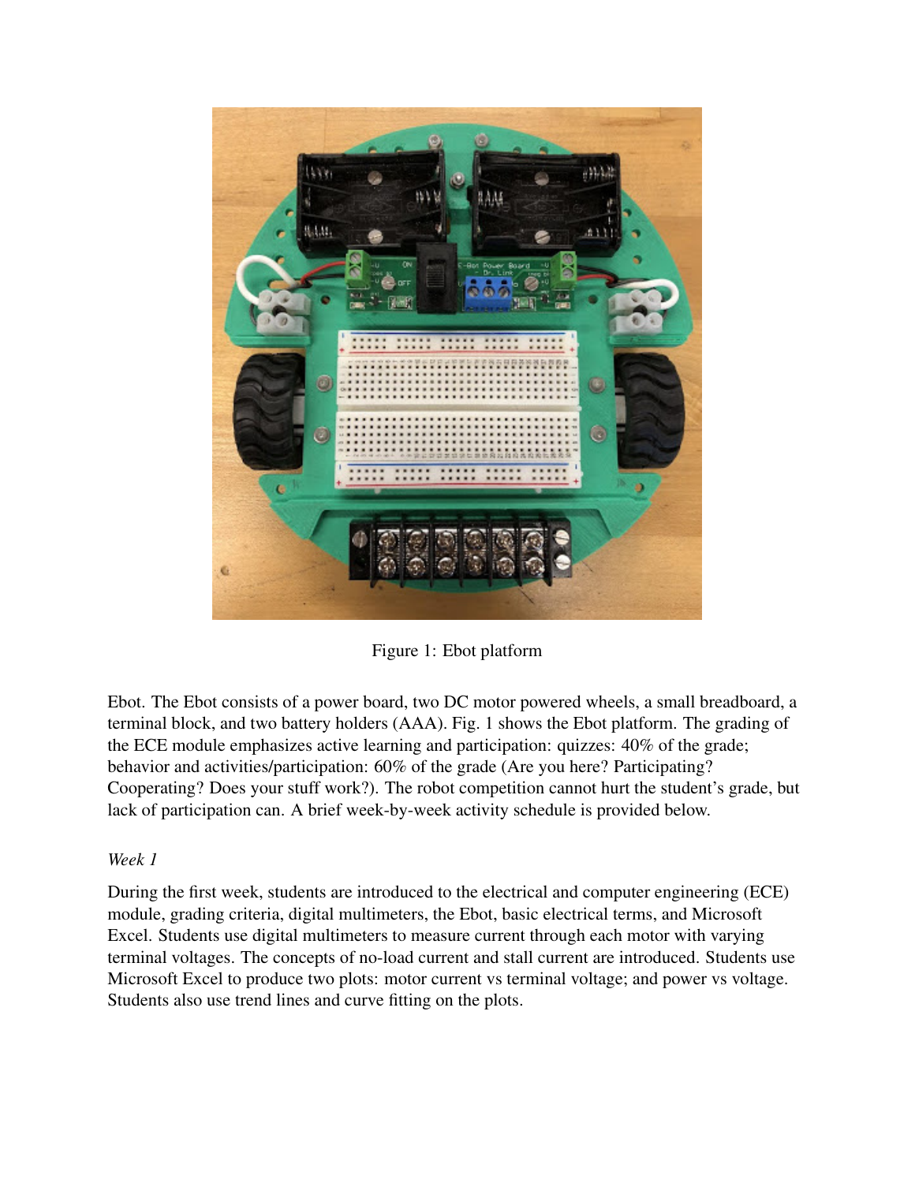Figure 1: Ebot platform

Ebot. The Ebot consists of a power board, two DC motor powered wheels, a small breadboard, a terminal block, and two battery holders (AAA). Fig. 1 shows the Ebot platform. The grading of the ECE module emphasizes active learning and participation: quizzes: 40% of the grade; behavior and activities/participation: 60% of the grade (Are you here? Participating? Cooperating? Does your stuff work?). The robot competition cannot hurt the student's grade, but lack of participation can. A brief week-by-week activity schedule is provided below.

*Week 1*

During the first week, students are introduced to the electrical and computer engineering (ECE) module, grading criteria, digital multimeters, the Ebot, basic electrical terms, and Microsoft Excel. Students use digital multimeters to measure current through each motor with varying terminal voltages. The concepts of no-load current and stall current are introduced. Students use Microsoft Excel to produce two plots: motor current vs terminal voltage; and power vs voltage. Students also use trend lines and curve fitting on the plots.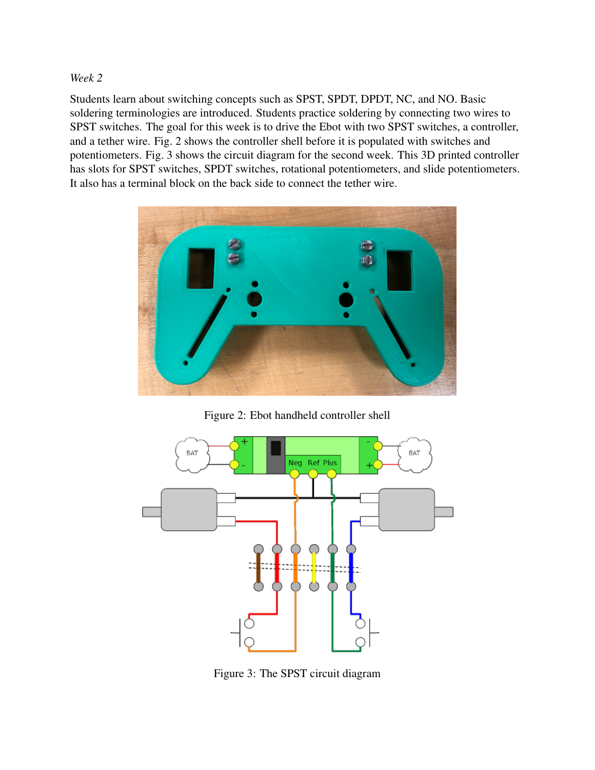*Week 2*

Students learn about switching concepts such as SPST, SPDT, DPDT, NC, and NO. Basic soldering terminologies are introduced. Students practice soldering by connecting two wires to SPST switches. The goal for this week is to drive the Ebot with two SPST switches, a controller, and a tether wire. Fig. 2 shows the controller shell before it is populated with switches and potentiometers. Fig. 3 shows the circuit diagram for the second week. This 3D printed controller has slots for SPST switches, SPDT switches, rotational potentiometers, and slide potentiometers. It also has a terminal block on the back side to connect the tether wire.

Figure 2: Ebot handheld controller shell

Figure 3: The SPST circuit diagram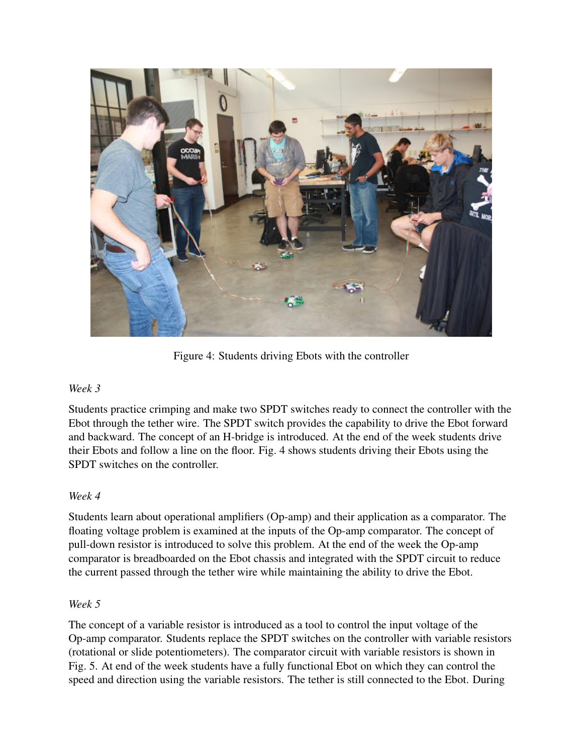Figure 4: Students driving Ebots with the controller

*Week 3*

Students practice crimping and make two SPDT switches ready to connect the controller with the Ebot through the tether wire. The SPDT switch provides the capability to drive the Ebot forward and backward. The concept of an H-bridge is introduced. At the end of the week students drive their Ebots and follow a line on the floor. Fig. 4 shows students driving their Ebots using the SPDT switches on the controller.

*Week 4*

Students learn about operational amplifiers (Op-amp) and their application as a comparator. The floating voltage problem is examined at the inputs of the Op-amp comparator. The concept of pull-down resistor is introduced to solve this problem. At the end of the week the Op-amp comparator is breadboarded on the Ebot chassis and integrated with the SPDT circuit to reduce the current passed through the tether wire while maintaining the ability to drive the Ebot.

*Week 5*

The concept of a variable resistor is introduced as a tool to control the input voltage of the Op-amp comparator. Students replace the SPDT switches on the controller with variable resistors (rotational or slide potentiometers). The comparator circuit with variable resistors is shown in Fig. 5. At end of the week students have a fully functional Ebot on which they can control the speed and direction using the variable resistors. The tether is still connected to the Ebot. During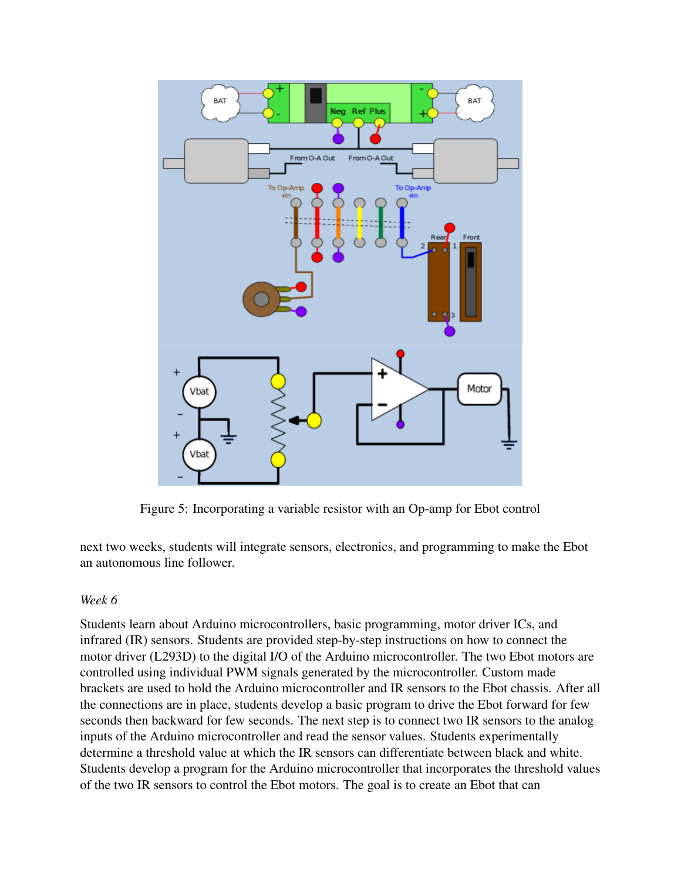Figure 5: Incorporating a variable resistor with an Op-amp for Ebot control

next two weeks, students will integrate sensors, electronics, and programming to make the Ebot an autonomous line follower.

*Week 6*

Students learn about Arduino microcontrollers, basic programming, motor driver ICs, and infrared (IR) sensors. Students are provided step-by-step instructions on how to connect the motor driver (L293D) to the digital I/O of the Arduino microcontroller. The two Ebot motors are controlled using individual PWM signals generated by the microcontroller. Custom made brackets are used to hold the Arduino microcontroller and IR sensors to the Ebot chassis. After all the connections are in place, students develop a basic program to drive the Ebot forward for few seconds then backward for few seconds. The next step is to connect two IR sensors to the analog inputs of the Arduino microcontroller and read the sensor values. Students experimentally determine a threshold value at which the IR sensors can differentiate between black and white. Students develop a program for the Arduino microcontroller that incorporates the threshold values of the two IR sensors to control the Ebot motors. The goal is to create an Ebot that can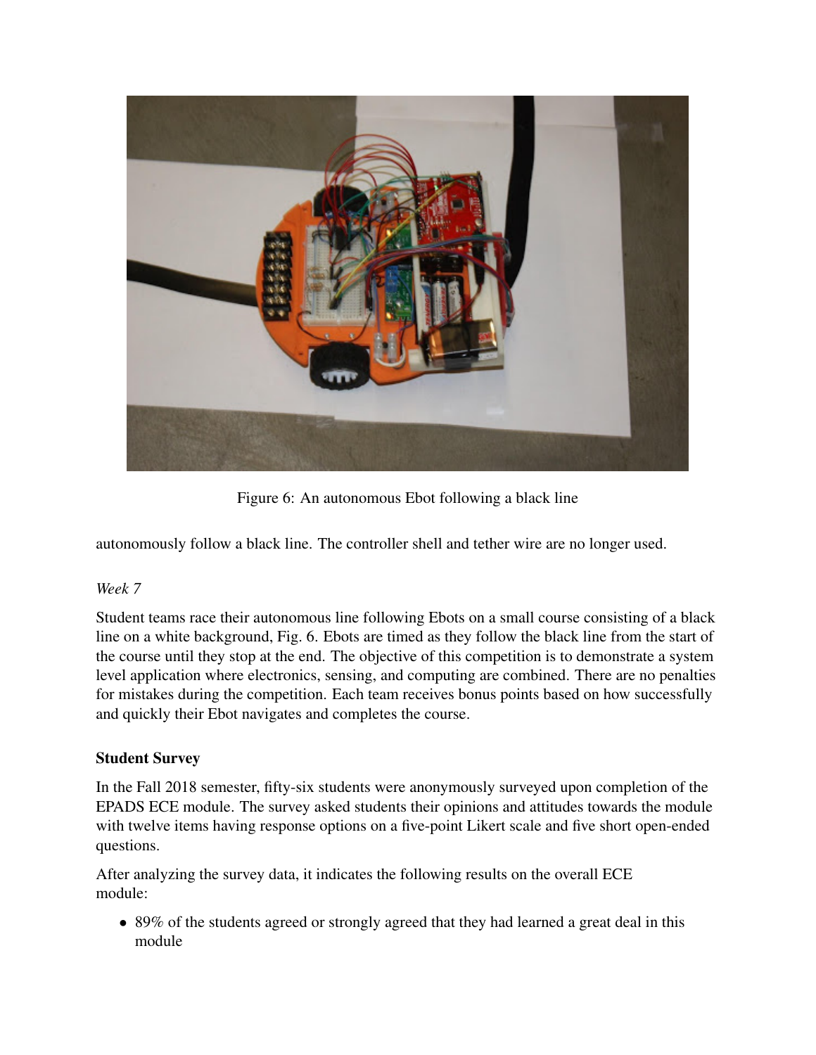Figure 6: An autonomous Ebot following a black line

autonomously follow a black line. The controller shell and tether wire are no longer used.

*Week 7*

Student teams race their autonomous line following Ebots on a small course consisting of a black line on a white background, Fig. 6. Ebots are timed as they follow the black line from the start of the course until they stop at the end. The objective of this competition is to demonstrate a system level application where electronics, sensing, and computing are combined. There are no penalties for mistakes during the competition. Each team receives bonus points based on how successfully and quickly their Ebot navigates and completes the course.

**Student Survey**

In the Fall 2018 semester, fifty-six students were anonymously surveyed upon completion of the EPADS ECE module. The survey asked students their opinions and attitudes towards the module with twelve items having response options on a five-point Likert scale and five short open-ended questions.

After analyzing the survey data, it indicates the following results on the overall ECE module:

- 89% of the students agreed or strongly agreed that they had learned a great deal in this module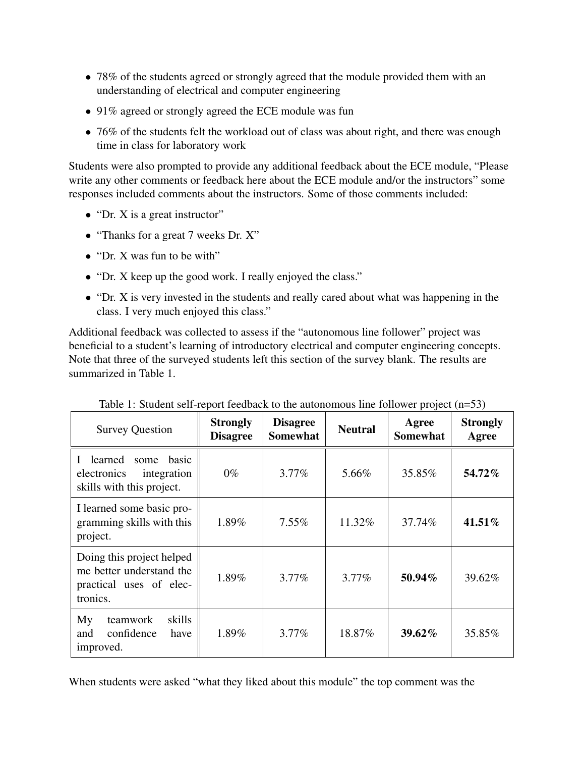- 78% of the students agreed or strongly agreed that the module provided them with an understanding of electrical and computer engineering
- 91% agreed or strongly agreed the ECE module was fun
- 76% of the students felt the workload out of class was about right, and there was enough time in class for laboratory work

Students were also prompted to provide any additional feedback about the ECE module, "Please write any other comments or feedback here about the ECE module and/or the instructors" some responses included comments about the instructors. Some of those comments included:

- "Dr. X is a great instructor"
- "Thanks for a great 7 weeks Dr. X"
- "Dr. X was fun to be with"
- "Dr. X keep up the good work. I really enjoyed the class."
- "Dr. X is very invested in the students and really cared about what was happening in the class. I very much enjoyed this class."

Additional feedback was collected to assess if the "autonomous line follower" project was beneficial to a student's learning of introductory electrical and computer engineering concepts. Note that three of the surveyed students left this section of the survey blank. The results are summarized in Table 1.

Table 1: Student self-report feedback to the autonomous line follower project (n=53)

| Survey Question | **Strongly Disagree** | **Disagree Somewhat** | **Neutral** | **Agree Somewhat** | **Strongly Agree** |
|---|---|---|---|---|---|
| I learned some basic electronics integration skills with this project. | 0% | 3.77% | 5.66% | 35.85% | **54.72%** |
| I learned some basic programming skills with this project. | 1.89% | 7.55% | 11.32% | 37.74% | **41.51%** |
| Doing this project helped me better understand the practical uses of electronics. | 1.89% | 3.77% | 3.77% | **50.94%** | 39.62% |
| My teamwork skills and confidence have improved. | 1.89% | 3.77% | 18.87% | **39.62%** | 35.85% |

When students were asked "what they liked about this module" the top comment was the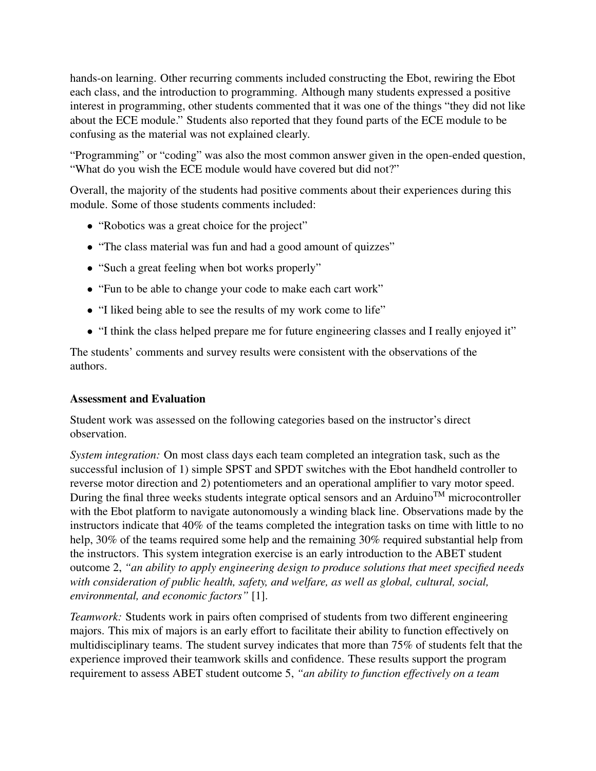hands-on learning. Other recurring comments included constructing the Ebot, rewiring the Ebot each class, and the introduction to programming. Although many students expressed a positive interest in programming, other students commented that it was one of the things "they did not like about the ECE module." Students also reported that they found parts of the ECE module to be confusing as the material was not explained clearly.

"Programming" or "coding" was also the most common answer given in the open-ended question, "What do you wish the ECE module would have covered but did not?"

Overall, the majority of the students had positive comments about their experiences during this module. Some of those students comments included:

- "Robotics was a great choice for the project"
- "The class material was fun and had a good amount of quizzes"
- "Such a great feeling when bot works properly"
- "Fun to be able to change your code to make each cart work"
- "I liked being able to see the results of my work come to life"
- "I think the class helped prepare me for future engineering classes and I really enjoyed it"

The students' comments and survey results were consistent with the observations of the authors.

**Assessment and Evaluation**

Student work was assessed on the following categories based on the instructor's direct observation.

*System integration:* On most class days each team completed an integration task, such as the successful inclusion of 1) simple SPST and SPDT switches with the Ebot handheld controller to reverse motor direction and 2) potentiometers and an operational amplifier to vary motor speed. During the final three weeks students integrate optical sensors and an Arduino™ microcontroller with the Ebot platform to navigate autonomously a winding black line. Observations made by the instructors indicate that 40% of the teams completed the integration tasks on time with little to no help, 30% of the teams required some help and the remaining 30% required substantial help from the instructors. This system integration exercise is an early introduction to the ABET student outcome 2, *"an ability to apply engineering design to produce solutions that meet specified needs with consideration of public health, safety, and welfare, as well as global, cultural, social, environmental, and economic factors"* [1].

*Teamwork:* Students work in pairs often comprised of students from two different engineering majors. This mix of majors is an early effort to facilitate their ability to function effectively on multidisciplinary teams. The student survey indicates that more than 75% of students felt that the experience improved their teamwork skills and confidence. These results support the program requirement to assess ABET student outcome 5, *"an ability to function effectively on a team*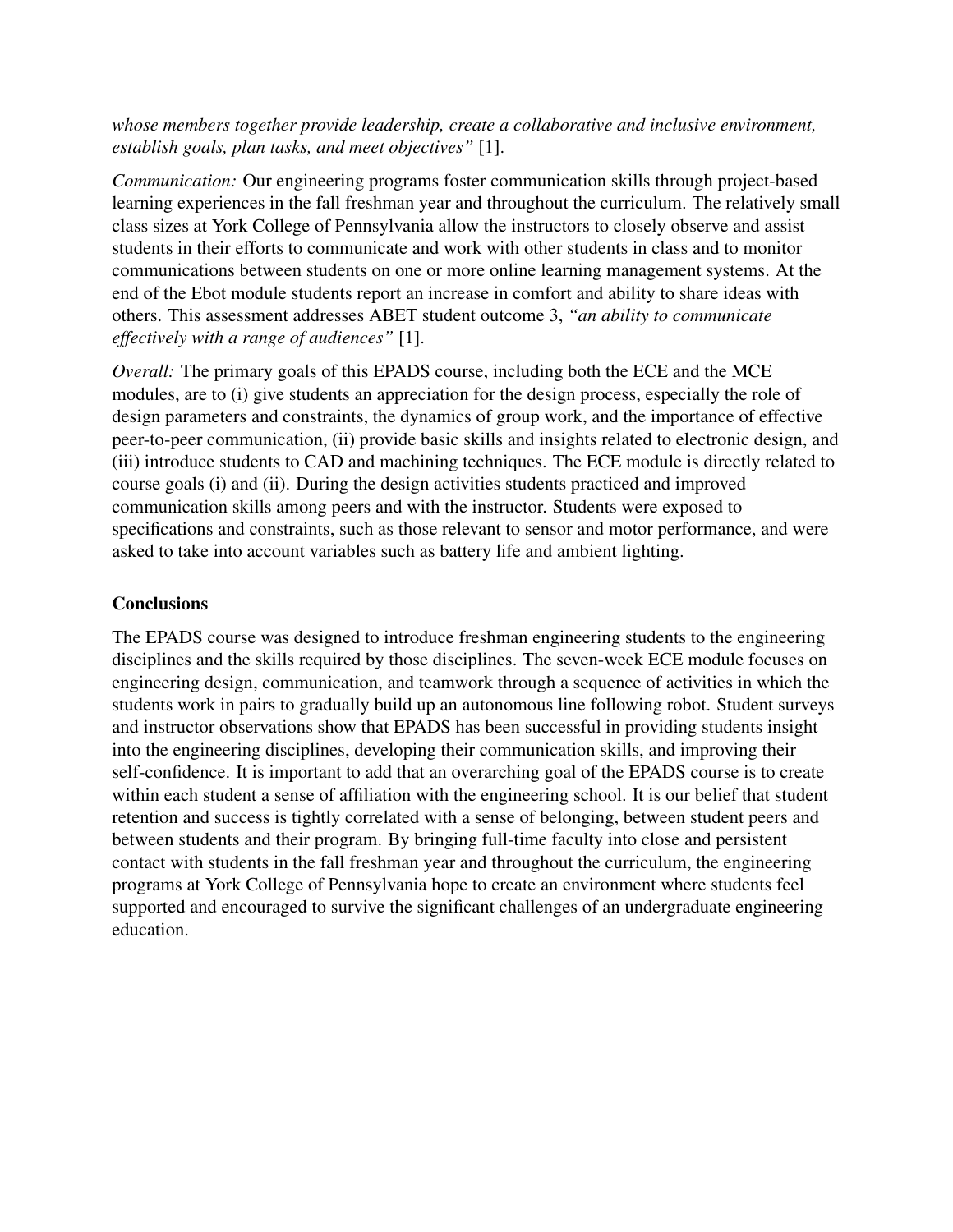*whose members together provide leadership, create a collaborative and inclusive environment, establish goals, plan tasks, and meet objectives"* [1].

*Communication:* Our engineering programs foster communication skills through project-based learning experiences in the fall freshman year and throughout the curriculum. The relatively small class sizes at York College of Pennsylvania allow the instructors to closely observe and assist students in their efforts to communicate and work with other students in class and to monitor communications between students on one or more online learning management systems. At the end of the Ebot module students report an increase in comfort and ability to share ideas with others. This assessment addresses ABET student outcome 3, *"an ability to communicate effectively with a range of audiences"* [1].

*Overall:* The primary goals of this EPADS course, including both the ECE and the MCE modules, are to (i) give students an appreciation for the design process, especially the role of design parameters and constraints, the dynamics of group work, and the importance of effective peer-to-peer communication, (ii) provide basic skills and insights related to electronic design, and (iii) introduce students to CAD and machining techniques. The ECE module is directly related to course goals (i) and (ii). During the design activities students practiced and improved communication skills among peers and with the instructor. Students were exposed to specifications and constraints, such as those relevant to sensor and motor performance, and were asked to take into account variables such as battery life and ambient lighting.

## Conclusions

The EPADS course was designed to introduce freshman engineering students to the engineering disciplines and the skills required by those disciplines. The seven-week ECE module focuses on engineering design, communication, and teamwork through a sequence of activities in which the students work in pairs to gradually build up an autonomous line following robot. Student surveys and instructor observations show that EPADS has been successful in providing students insight into the engineering disciplines, developing their communication skills, and improving their self-confidence. It is important to add that an overarching goal of the EPADS course is to create within each student a sense of affiliation with the engineering school. It is our belief that student retention and success is tightly correlated with a sense of belonging, between student peers and between students and their program. By bringing full-time faculty into close and persistent contact with students in the fall freshman year and throughout the curriculum, the engineering programs at York College of Pennsylvania hope to create an environment where students feel supported and encouraged to survive the significant challenges of an undergraduate engineering education.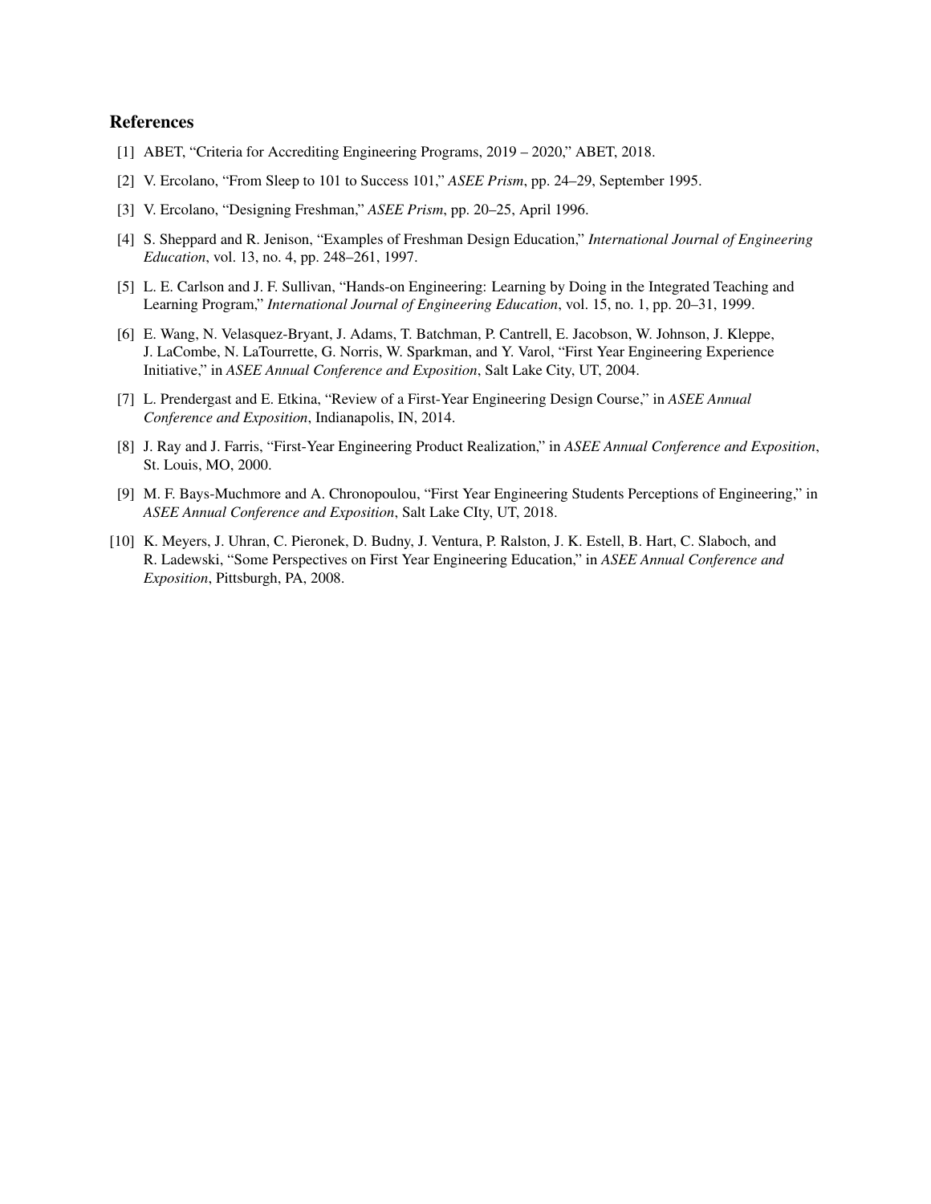## References

[1] ABET, "Criteria for Accrediting Engineering Programs, 2019 – 2020," ABET, 2018.

[2] V. Ercolano, "From Sleep to 101 to Success 101," *ASEE Prism*, pp. 24–29, September 1995.

[3] V. Ercolano, "Designing Freshman," *ASEE Prism*, pp. 20–25, April 1996.

[4] S. Sheppard and R. Jenison, "Examples of Freshman Design Education," *International Journal of Engineering Education*, vol. 13, no. 4, pp. 248–261, 1997.

[5] L. E. Carlson and J. F. Sullivan, "Hands-on Engineering: Learning by Doing in the Integrated Teaching and Learning Program," *International Journal of Engineering Education*, vol. 15, no. 1, pp. 20–31, 1999.

[6] E. Wang, N. Velasquez-Bryant, J. Adams, T. Batchman, P. Cantrell, E. Jacobson, W. Johnson, J. Kleppe, J. LaCombe, N. LaTourrette, G. Norris, W. Sparkman, and Y. Varol, "First Year Engineering Experience Initiative," in *ASEE Annual Conference and Exposition*, Salt Lake City, UT, 2004.

[7] L. Prendergast and E. Etkina, "Review of a First-Year Engineering Design Course," in *ASEE Annual Conference and Exposition*, Indianapolis, IN, 2014.

[8] J. Ray and J. Farris, "First-Year Engineering Product Realization," in *ASEE Annual Conference and Exposition*, St. Louis, MO, 2000.

[9] M. F. Bays-Muchmore and A. Chronopoulou, "First Year Engineering Students Perceptions of Engineering," in *ASEE Annual Conference and Exposition*, Salt Lake CIty, UT, 2018.

[10] K. Meyers, J. Uhran, C. Pieronek, D. Budny, J. Ventura, P. Ralston, J. K. Estell, B. Hart, C. Slaboch, and R. Ladewski, "Some Perspectives on First Year Engineering Education," in *ASEE Annual Conference and Exposition*, Pittsburgh, PA, 2008.